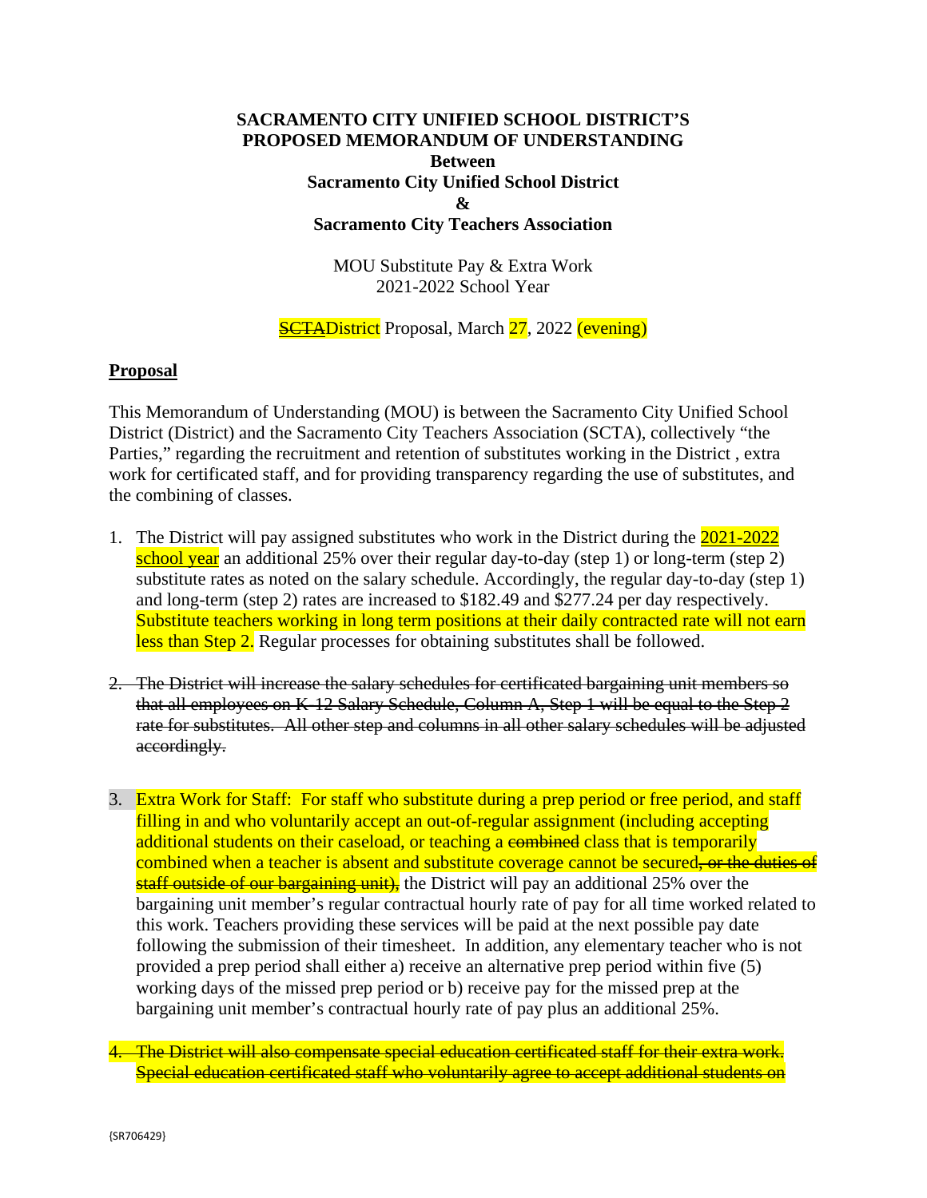**SACRAMENTO CITY UNIFIED SCHOOL DISTRICT'S PROPOSED MEMORANDUM OF UNDERSTANDING**
**Between**
**Sacramento City Unified School District**
**&**
**Sacramento City Teachers Association**

MOU Substitute Pay & Extra Work
2021-2022 School Year

~~SCTA~~District Proposal, March 27, 2022 (evening)

## Proposal

This Memorandum of Understanding (MOU) is between the Sacramento City Unified School District (District) and the Sacramento City Teachers Association (SCTA), collectively "the Parties," regarding the recruitment and retention of substitutes working in the District , extra work for certificated staff, and for providing transparency regarding the use of substitutes, and the combining of classes.

1. The District will pay assigned substitutes who work in the District during the 2021-2022 school year an additional 25% over their regular day-to-day (step 1) or long-term (step 2) substitute rates as noted on the salary schedule. Accordingly, the regular day-to-day (step 1) and long-term (step 2) rates are increased to $182.49 and $277.24 per day respectively. Substitute teachers working in long term positions at their daily contracted rate will not earn less than Step 2. Regular processes for obtaining substitutes shall be followed.

2. ~~The District will increase the salary schedules for certificated bargaining unit members so that all employees on K-12 Salary Schedule, Column A, Step 1 will be equal to the Step 2 rate for substitutes. All other step and columns in all other salary schedules will be adjusted accordingly.~~

3. Extra Work for Staff: For staff who substitute during a prep period or free period, and staff filling in and who voluntarily accept an out-of-regular assignment (including accepting additional students on their caseload, or teaching a ~~combined~~ class that is temporarily combined when a teacher is absent and substitute coverage cannot be secured~~, or the duties of staff outside of our bargaining unit),~~ the District will pay an additional 25% over the bargaining unit member's regular contractual hourly rate of pay for all time worked related to this work. Teachers providing these services will be paid at the next possible pay date following the submission of their timesheet. In addition, any elementary teacher who is not provided a prep period shall either a) receive an alternative prep period within five (5) working days of the missed prep period or b) receive pay for the missed prep at the bargaining unit member's contractual hourly rate of pay plus an additional 25%.

4. ~~The District will also compensate special education certificated staff for their extra work. Special education certificated staff who voluntarily agree to accept additional students on~~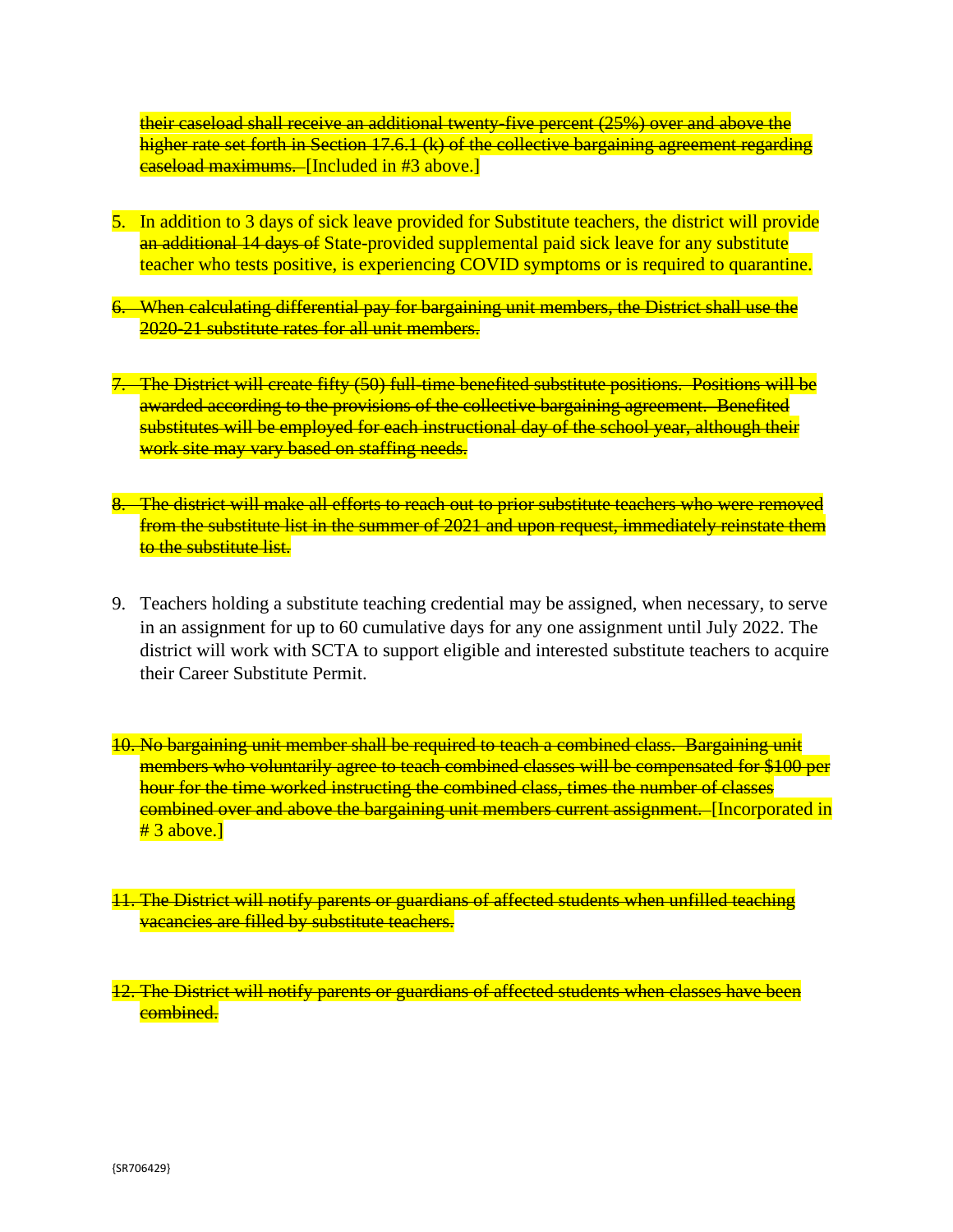~~their caseload shall receive an additional twenty-five percent (25%) over and above the higher rate set forth in Section 17.6.1 (k) of the collective bargaining agreement regarding caseload maximums.~~ [Included in #3 above.]

5. In addition to 3 days of sick leave provided for Substitute teachers, the district will provide ~~an additional 14 days of~~ State-provided supplemental paid sick leave for any substitute teacher who tests positive, is experiencing COVID symptoms or is required to quarantine.

6. ~~When calculating differential pay for bargaining unit members, the District shall use the 2020-21 substitute rates for all unit members.~~

7. ~~The District will create fifty (50) full-time benefited substitute positions. Positions will be awarded according to the provisions of the collective bargaining agreement. Benefited substitutes will be employed for each instructional day of the school year, although their work site may vary based on staffing needs.~~

8. ~~The district will make all efforts to reach out to prior substitute teachers who were removed from the substitute list in the summer of 2021 and upon request, immediately reinstate them to the substitute list.~~

9. Teachers holding a substitute teaching credential may be assigned, when necessary, to serve in an assignment for up to 60 cumulative days for any one assignment until July 2022. The district will work with SCTA to support eligible and interested substitute teachers to acquire their Career Substitute Permit.

10. ~~No bargaining unit member shall be required to teach a combined class. Bargaining unit members who voluntarily agree to teach combined classes will be compensated for $100 per hour for the time worked instructing the combined class, times the number of classes combined over and above the bargaining unit members current assignment.~~ [Incorporated in # 3 above.]

11. ~~The District will notify parents or guardians of affected students when unfilled teaching vacancies are filled by substitute teachers.~~

12. ~~The District will notify parents or guardians of affected students when classes have been combined.~~

{SR706429}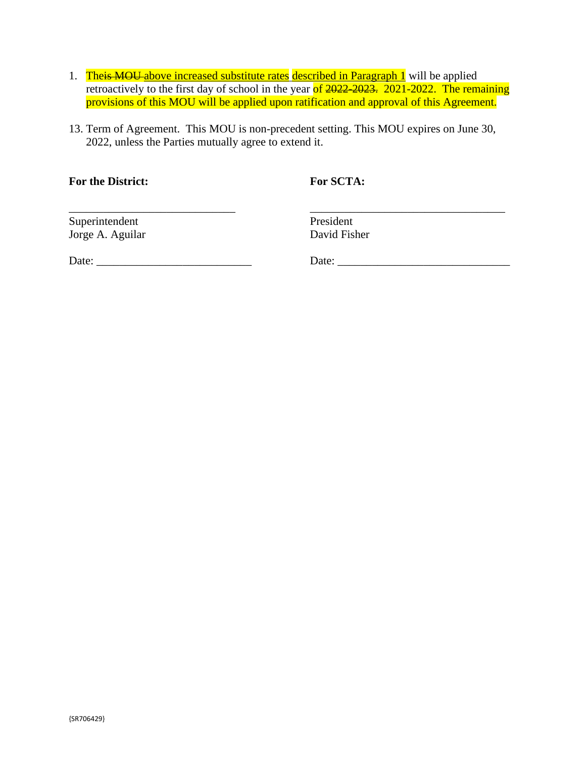1. The~~is MOU~~ above increased substitute rates described in Paragraph 1 will be applied retroactively to the first day of school in the year of ~~2022-2023.~~ 2021-2022. The remaining provisions of this MOU will be applied upon ratification and approval of this Agreement.

13. Term of Agreement. This MOU is non-precedent setting. This MOU expires on June 30, 2022, unless the Parties mutually agree to extend it.

**For the District:**

_____________________________

Superintendent
Jorge A. Aguilar

Date: ___________________________

**For SCTA:**

__________________________________

President
David Fisher

Date: ______________________________

{SR706429}